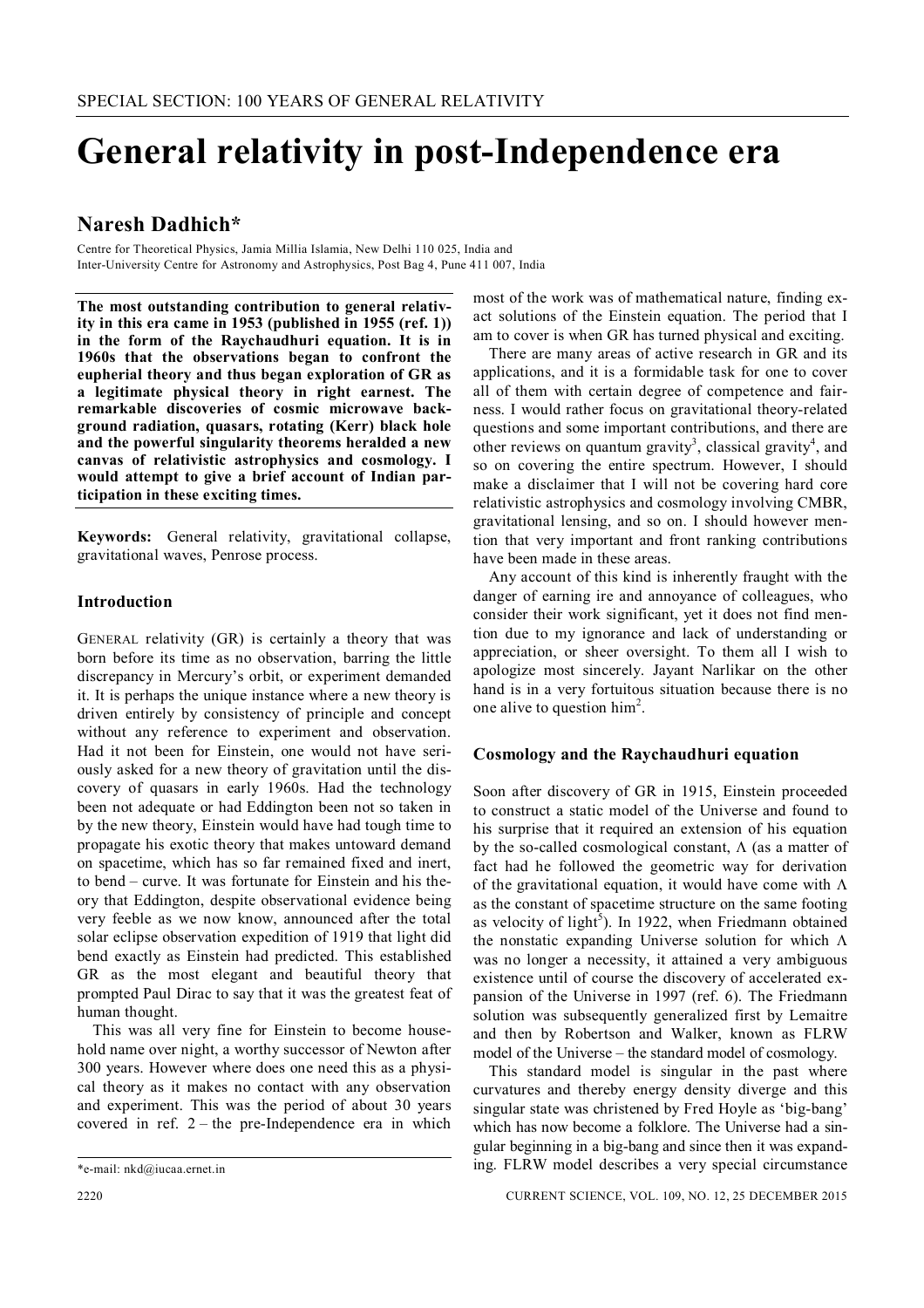SPECIAL SECTION: 100 YEARS OF GENERAL RELATIVITY

# General relativity in post-Independence era

## Naresh Dadhich*

Centre for Theoretical Physics, Jamia Millia Islamia, New Delhi 110 025, India and
Inter-University Centre for Astronomy and Astrophysics, Post Bag 4, Pune 411 007, India

**The most outstanding contribution to general relativity in this era came in 1953 (published in 1955 (ref. 1)) in the form of the Raychaudhuri equation. It is in 1960s that the observations began to confront the eupherial theory and thus began exploration of GR as a legitimate physical theory in right earnest. The remarkable discoveries of cosmic microwave background radiation, quasars, rotating (Kerr) black hole and the powerful singularity theorems heralded a new canvas of relativistic astrophysics and cosmology. I would attempt to give a brief account of Indian participation in these exciting times.**

**Keywords:** General relativity, gravitational collapse, gravitational waves, Penrose process.

### Introduction

GENERAL relativity (GR) is certainly a theory that was born before its time as no observation, barring the little discrepancy in Mercury's orbit, or experiment demanded it. It is perhaps the unique instance where a new theory is driven entirely by consistency of principle and concept without any reference to experiment and observation. Had it not been for Einstein, one would not have seriously asked for a new theory of gravitation until the discovery of quasars in early 1960s. Had the technology been not adequate or had Eddington been not so taken in by the new theory, Einstein would have had tough time to propagate his exotic theory that makes untoward demand on spacetime, which has so far remained fixed and inert, to bend – curve. It was fortunate for Einstein and his theory that Eddington, despite observational evidence being very feeble as we now know, announced after the total solar eclipse observation expedition of 1919 that light did bend exactly as Einstein had predicted. This established GR as the most elegant and beautiful theory that prompted Paul Dirac to say that it was the greatest feat of human thought.

This was all very fine for Einstein to become household name over night, a worthy successor of Newton after 300 years. However where does one need this as a physical theory as it makes no contact with any observation and experiment. This was the period of about 30 years covered in ref. 2 – the pre-Independence era in which most of the work was of mathematical nature, finding exact solutions of the Einstein equation. The period that I am to cover is when GR has turned physical and exciting.

There are many areas of active research in GR and its applications, and it is a formidable task for one to cover all of them with certain degree of competence and fairness. I would rather focus on gravitational theory-related questions and some important contributions, and there are other reviews on quantum gravity[3], classical gravity[4], and so on covering the entire spectrum. However, I should make a disclaimer that I will not be covering hard core relativistic astrophysics and cosmology involving CMBR, gravitational lensing, and so on. I should however mention that very important and front ranking contributions have been made in these areas.

Any account of this kind is inherently fraught with the danger of earning ire and annoyance of colleagues, who consider their work significant, yet it does not find mention due to my ignorance and lack of understanding or appreciation, or sheer oversight. To them all I wish to apologize most sincerely. Jayant Narlikar on the other hand is in a very fortuitous situation because there is no one alive to question him[2].

### Cosmology and the Raychaudhuri equation

Soon after discovery of GR in 1915, Einstein proceeded to construct a static model of the Universe and found to his surprise that it required an extension of his equation by the so-called cosmological constant, $\Lambda$ (as a matter of fact had he followed the geometric way for derivation of the gravitational equation, it would have come with $\Lambda$ as the constant of spacetime structure on the same footing as velocity of light[5]). In 1922, when Friedmann obtained the nonstatic expanding Universe solution for which $\Lambda$ was no longer a necessity, it attained a very ambiguous existence until of course the discovery of accelerated expansion of the Universe in 1997 (ref. 6). The Friedmann solution was subsequently generalized first by Lemaitre and then by Robertson and Walker, known as FLRW model of the Universe – the standard model of cosmology.

This standard model is singular in the past where curvatures and thereby energy density diverge and this singular state was christened by Fred Hoyle as 'big-bang' which has now become a folklore. The Universe had a singular beginning in a big-bang and since then it was expanding. FLRW model describes a very special circumstance

*e-mail: nkd@iucaa.ernet.in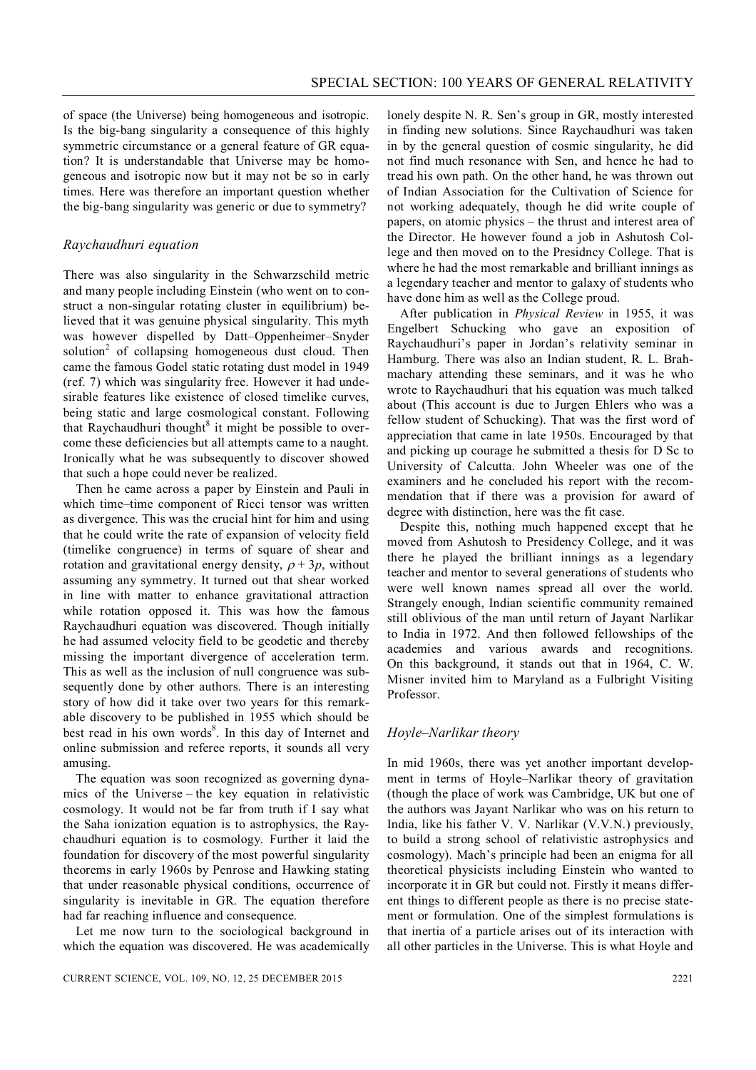of space (the Universe) being homogeneous and isotropic. Is the big-bang singularity a consequence of this highly symmetric circumstance or a general feature of GR equation? It is understandable that Universe may be homogeneous and isotropic now but it may not be so in early times. Here was therefore an important question whether the big-bang singularity was generic or due to symmetry?

### *Raychaudhuri equation*

There was also singularity in the Schwarzschild metric and many people including Einstein (who went on to construct a non-singular rotating cluster in equilibrium) believed that it was genuine physical singularity. This myth was however dispelled by Datt–Oppenheimer–Snyder solution[2] of collapsing homogeneous dust cloud. Then came the famous Godel static rotating dust model in 1949 (ref. 7) which was singularity free. However it had undesirable features like existence of closed timelike curves, being static and large cosmological constant. Following that Raychaudhuri thought[8] it might be possible to overcome these deficiencies but all attempts came to a naught. Ironically what he was subsequently to discover showed that such a hope could never be realized.

Then he came across a paper by Einstein and Pauli in which time–time component of Ricci tensor was written as divergence. This was the crucial hint for him and using that he could write the rate of expansion of velocity field (timelike congruence) in terms of square of shear and rotation and gravitational energy density, $\rho + 3p$, without assuming any symmetry. It turned out that shear worked in line with matter to enhance gravitational attraction while rotation opposed it. This was how the famous Raychaudhuri equation was discovered. Though initially he had assumed velocity field to be geodetic and thereby missing the important divergence of acceleration term. This as well as the inclusion of null congruence was subsequently done by other authors. There is an interesting story of how did it take over two years for this remarkable discovery to be published in 1955 which should be best read in his own words[8]. In this day of Internet and online submission and referee reports, it sounds all very amusing.

The equation was soon recognized as governing dynamics of the Universe – the key equation in relativistic cosmology. It would not be far from truth if I say what the Saha ionization equation is to astrophysics, the Raychaudhuri equation is to cosmology. Further it laid the foundation for discovery of the most powerful singularity theorems in early 1960s by Penrose and Hawking stating that under reasonable physical conditions, occurrence of singularity is inevitable in GR. The equation therefore had far reaching influence and consequence.

Let me now turn to the sociological background in which the equation was discovered. He was academically lonely despite N. R. Sen's group in GR, mostly interested in finding new solutions. Since Raychaudhuri was taken in by the general question of cosmic singularity, he did not find much resonance with Sen, and hence he had to tread his own path. On the other hand, he was thrown out of Indian Association for the Cultivation of Science for not working adequately, though he did write couple of papers, on atomic physics – the thrust and interest area of the Director. He however found a job in Ashutosh College and then moved on to the Presidncy College. That is where he had the most remarkable and brilliant innings as a legendary teacher and mentor to galaxy of students who have done him as well as the College proud.

After publication in *Physical Review* in 1955, it was Engelbert Schucking who gave an exposition of Raychaudhuri's paper in Jordan's relativity seminar in Hamburg. There was also an Indian student, R. L. Brahmachary attending these seminars, and it was he who wrote to Raychaudhuri that his equation was much talked about (This account is due to Jurgen Ehlers who was a fellow student of Schucking). That was the first word of appreciation that came in late 1950s. Encouraged by that and picking up courage he submitted a thesis for D Sc to University of Calcutta. John Wheeler was one of the examiners and he concluded his report with the recommendation that if there was a provision for award of degree with distinction, here was the fit case.

Despite this, nothing much happened except that he moved from Ashutosh to Presidency College, and it was there he played the brilliant innings as a legendary teacher and mentor to several generations of students who were well known names spread all over the world. Strangely enough, Indian scientific community remained still oblivious of the man until return of Jayant Narlikar to India in 1972. And then followed fellowships of the academies and various awards and recognitions. On this background, it stands out that in 1964, C. W. Misner invited him to Maryland as a Fulbright Visiting Professor.

### *Hoyle–Narlikar theory*

In mid 1960s, there was yet another important development in terms of Hoyle–Narlikar theory of gravitation (though the place of work was Cambridge, UK but one of the authors was Jayant Narlikar who was on his return to India, like his father V. V. Narlikar (V.V.N.) previously, to build a strong school of relativistic astrophysics and cosmology). Mach's principle had been an enigma for all theoretical physicists including Einstein who wanted to incorporate it in GR but could not. Firstly it means different things to different people as there is no precise statement or formulation. One of the simplest formulations is that inertia of a particle arises out of its interaction with all other particles in the Universe. This is what Hoyle and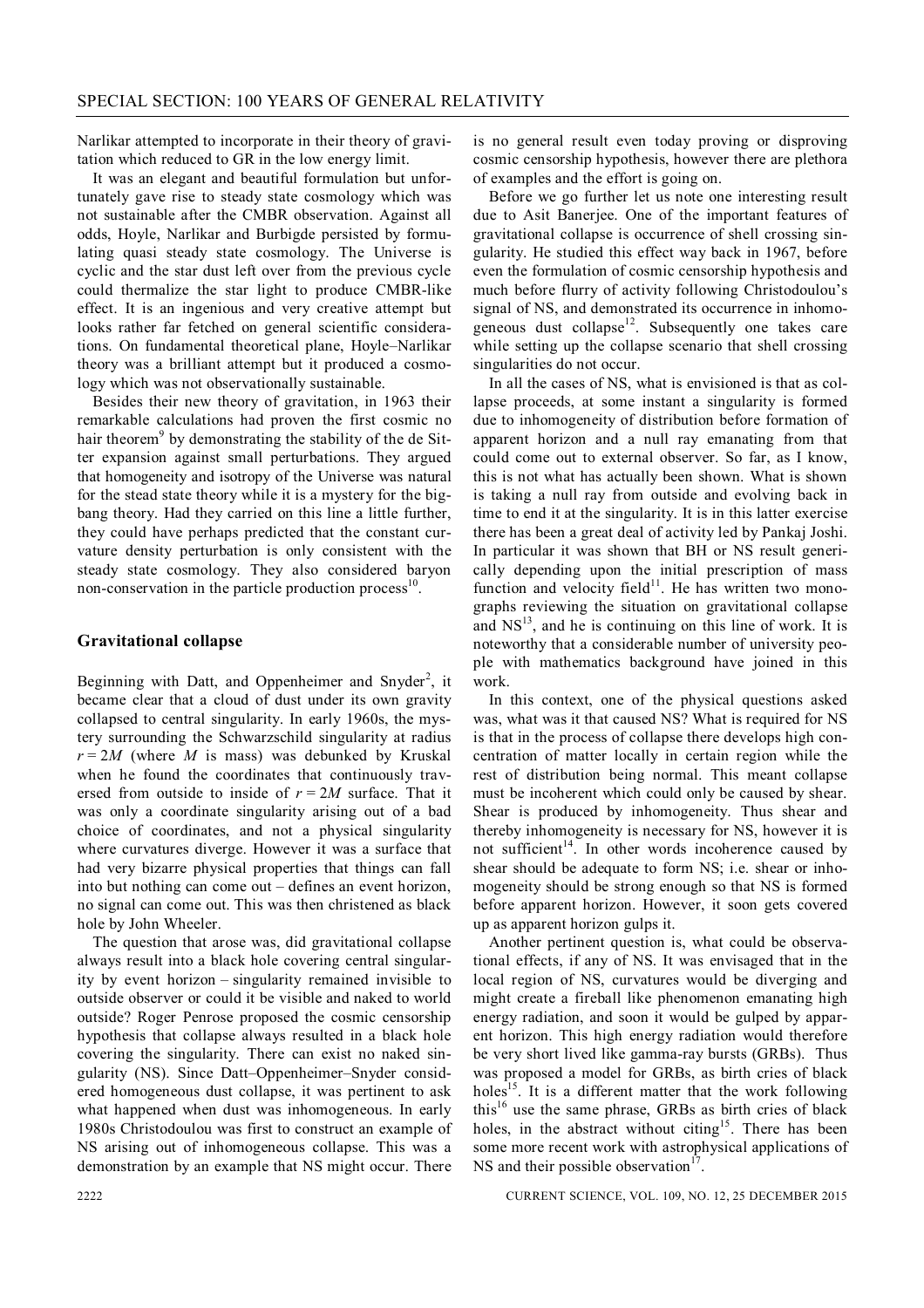Narlikar attempted to incorporate in their theory of gravitation which reduced to GR in the low energy limit.

It was an elegant and beautiful formulation but unfortunately gave rise to steady state cosmology which was not sustainable after the CMBR observation. Against all odds, Hoyle, Narlikar and Burbigde persisted by formulating quasi steady state cosmology. The Universe is cyclic and the star dust left over from the previous cycle could thermalize the star light to produce CMBR-like effect. It is an ingenious and very creative attempt but looks rather far fetched on general scientific considerations. On fundamental theoretical plane, Hoyle–Narlikar theory was a brilliant attempt but it produced a cosmology which was not observationally sustainable.

Besides their new theory of gravitation, in 1963 their remarkable calculations had proven the first cosmic no hair theorem[9] by demonstrating the stability of the de Sitter expansion against small perturbations. They argued that homogeneity and isotropy of the Universe was natural for the stead state theory while it is a mystery for the big-bang theory. Had they carried on this line a little further, they could have perhaps predicted that the constant curvature density perturbation is only consistent with the steady state cosmology. They also considered baryon non-conservation in the particle production process[10].

## Gravitational collapse

Beginning with Datt, and Oppenheimer and Snyder[2], it became clear that a cloud of dust under its own gravity collapsed to central singularity. In early 1960s, the mystery surrounding the Schwarzschild singularity at radius $r = 2M$ (where $M$ is mass) was debunked by Kruskal when he found the coordinates that continuously traversed from outside to inside of $r = 2M$ surface. That it was only a coordinate singularity arising out of a bad choice of coordinates, and not a physical singularity where curvatures diverge. However it was a surface that had very bizarre physical properties that things can fall into but nothing can come out – defines an event horizon, no signal can come out. This was then christened as black hole by John Wheeler.

The question that arose was, did gravitational collapse always result into a black hole covering central singularity by event horizon – singularity remained invisible to outside observer or could it be visible and naked to world outside? Roger Penrose proposed the cosmic censorship hypothesis that collapse always resulted in a black hole covering the singularity. There can exist no naked singularity (NS). Since Datt–Oppenheimer–Snyder considered homogeneous dust collapse, it was pertinent to ask what happened when dust was inhomogeneous. In early 1980s Christodoulou was first to construct an example of NS arising out of inhomogeneous collapse. This was a demonstration by an example that NS might occur. There is no general result even today proving or disproving cosmic censorship hypothesis, however there are plethora of examples and the effort is going on.

Before we go further let us note one interesting result due to Asit Banerjee. One of the important features of gravitational collapse is occurrence of shell crossing singularity. He studied this effect way back in 1967, before even the formulation of cosmic censorship hypothesis and much before flurry of activity following Christodoulou's signal of NS, and demonstrated its occurrence in inhomogeneous dust collapse[12]. Subsequently one takes care while setting up the collapse scenario that shell crossing singularities do not occur.

In all the cases of NS, what is envisioned is that as collapse proceeds, at some instant a singularity is formed due to inhomogeneity of distribution before formation of apparent horizon and a null ray emanating from that could come out to external observer. So far, as I know, this is not what has actually been shown. What is shown is taking a null ray from outside and evolving back in time to end it at the singularity. It is in this latter exercise there has been a great deal of activity led by Pankaj Joshi. In particular it was shown that BH or NS result generically depending upon the initial prescription of mass function and velocity field[11]. He has written two monographs reviewing the situation on gravitational collapse and NS[13], and he is continuing on this line of work. It is noteworthy that a considerable number of university people with mathematics background have joined in this work.

In this context, one of the physical questions asked was, what was it that caused NS? What is required for NS is that in the process of collapse there develops high concentration of matter locally in certain region while the rest of distribution being normal. This meant collapse must be incoherent which could only be caused by shear. Shear is produced by inhomogeneity. Thus shear and thereby inhomogeneity is necessary for NS, however it is not sufficient[14]. In other words incoherence caused by shear should be adequate to form NS; i.e. shear or inhomogeneity should be strong enough so that NS is formed before apparent horizon. However, it soon gets covered up as apparent horizon gulps it.

Another pertinent question is, what could be observational effects, if any of NS. It was envisaged that in the local region of NS, curvatures would be diverging and might create a fireball like phenomenon emanating high energy radiation, and soon it would be gulped by apparent horizon. This high energy radiation would therefore be very short lived like gamma-ray bursts (GRBs). Thus was proposed a model for GRBs, as birth cries of black holes[15]. It is a different matter that the work following this[16] use the same phrase, GRBs as birth cries of black holes, in the abstract without citing[15]. There has been some more recent work with astrophysical applications of NS and their possible observation[17].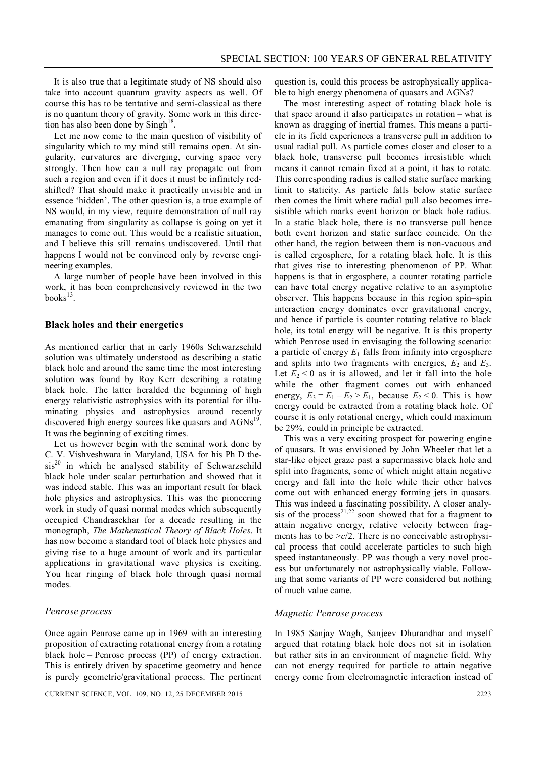It is also true that a legitimate study of NS should also take into account quantum gravity aspects as well. Of course this has to be tentative and semi-classical as there is no quantum theory of gravity. Some work in this direction has also been done by Singh[18].

Let me now come to the main question of visibility of singularity which to my mind still remains open. At singularity, curvatures are diverging, curving space very strongly. Then how can a null ray propagate out from such a region and even if it does it must be infinitely redshifted? That should make it practically invisible and in essence 'hidden'. The other question is, a true example of NS would, in my view, require demonstration of null ray emanating from singularity as collapse is going on yet it manages to come out. This would be a realistic situation, and I believe this still remains undiscovered. Until that happens I would not be convinced only by reverse engineering examples.

A large number of people have been involved in this work, it has been comprehensively reviewed in the two books[13].

## Black holes and their energetics

As mentioned earlier that in early 1960s Schwarzschild solution was ultimately understood as describing a static black hole and around the same time the most interesting solution was found by Roy Kerr describing a rotating black hole. The latter heralded the beginning of high energy relativistic astrophysics with its potential for illuminating physics and astrophysics around recently discovered high energy sources like quasars and AGNs[19]. It was the beginning of exciting times.

Let us however begin with the seminal work done by C. V. Vishveshwara in Maryland, USA for his Ph D thesis[20] in which he analysed stability of Schwarzschild black hole under scalar perturbation and showed that it was indeed stable. This was an important result for black hole physics and astrophysics. This was the pioneering work in study of quasi normal modes which subsequently occupied Chandrasekhar for a decade resulting in the monograph, *The Mathematical Theory of Black Holes*. It has now become a standard tool of black hole physics and giving rise to a huge amount of work and its particular applications in gravitational wave physics is exciting. You hear ringing of black hole through quasi normal modes.

### *Penrose process*

Once again Penrose came up in 1969 with an interesting proposition of extracting rotational energy from a rotating black hole – Penrose process (PP) of energy extraction. This is entirely driven by spacetime geometry and hence is purely geometric/gravitational process. The pertinent question is, could this process be astrophysically applicable to high energy phenomena of quasars and AGNs?

The most interesting aspect of rotating black hole is that space around it also participates in rotation – what is known as dragging of inertial frames. This means a particle in its field experiences a transverse pull in addition to usual radial pull. As particle comes closer and closer to a black hole, transverse pull becomes irresistible which means it cannot remain fixed at a point, it has to rotate. This corresponding radius is called static surface marking limit to staticity. As particle falls below static surface then comes the limit where radial pull also becomes irresistible which marks event horizon or black hole radius. In a static black hole, there is no transverse pull hence both event horizon and static surface coincide. On the other hand, the region between them is non-vacuous and is called ergosphere, for a rotating black hole. It is this that gives rise to interesting phenomenon of PP. What happens is that in ergosphere, a counter rotating particle can have total energy negative relative to an asymptotic observer. This happens because in this region spin–spin interaction energy dominates over gravitational energy, and hence if particle is counter rotating relative to black hole, its total energy will be negative. It is this property which Penrose used in envisaging the following scenario: a particle of energy $E_1$ falls from infinity into ergosphere and splits into two fragments with energies, $E_2$ and $E_3$. Let $E_2 < 0$ as it is allowed, and let it fall into the hole while the other fragment comes out with enhanced energy, $E_3 = E_1 - E_2 > E_1$, because $E_2 < 0$. This is how energy could be extracted from a rotating black hole. Of course it is only rotational energy, which could maximum be 29%, could in principle be extracted.

This was a very exciting prospect for powering engine of quasars. It was envisioned by John Wheeler that let a star-like object graze past a supermassive black hole and split into fragments, some of which might attain negative energy and fall into the hole while their other halves come out with enhanced energy forming jets in quasars. This was indeed a fascinating possibility. A closer analysis of the process[21,22] soon showed that for a fragment to attain negative energy, relative velocity between fragments has to be $> c/2$. There is no conceivable astrophysical process that could accelerate particles to such high speed instantaneously. PP was though a very novel process but unfortunately not astrophysically viable. Following that some variants of PP were considered but nothing of much value came.

### *Magnetic Penrose process*

In 1985 Sanjay Wagh, Sanjeev Dhurandhar and myself argued that rotating black hole does not sit in isolation but rather sits in an environment of magnetic field. Why can not energy required for particle to attain negative energy come from electromagnetic interaction instead of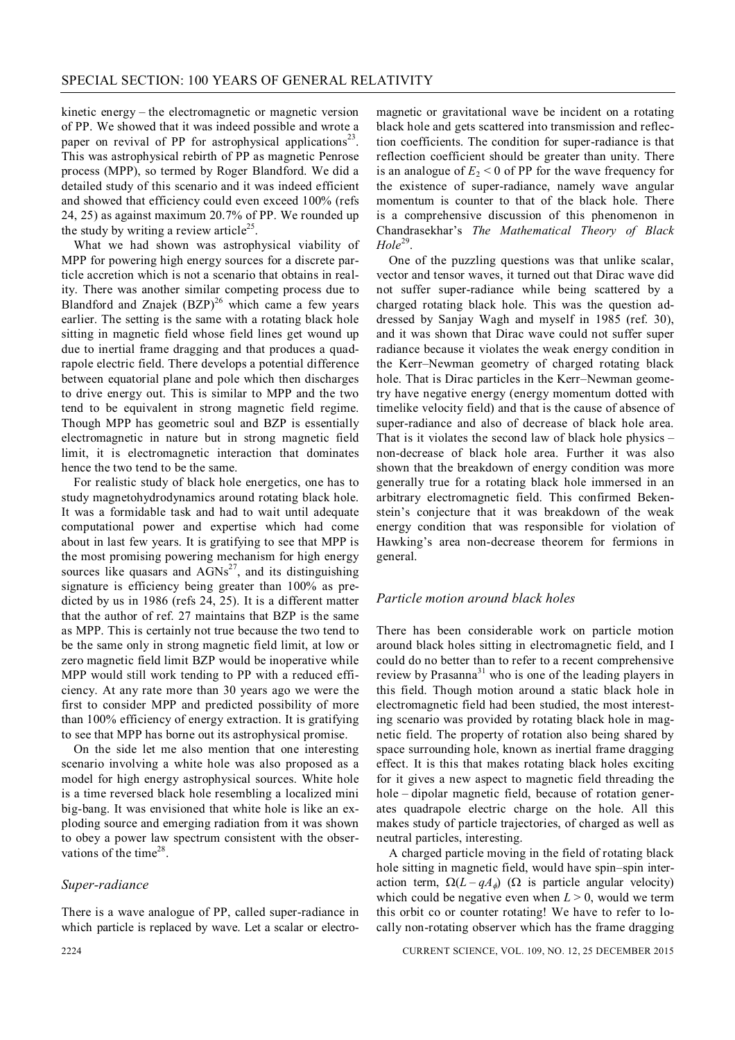kinetic energy – the electromagnetic or magnetic version of PP. We showed that it was indeed possible and wrote a paper on revival of PP for astrophysical applications[23]. This was astrophysical rebirth of PP as magnetic Penrose process (MPP), so termed by Roger Blandford. We did a detailed study of this scenario and it was indeed efficient and showed that efficiency could even exceed 100% (refs 24, 25) as against maximum 20.7% of PP. We rounded up the study by writing a review article[25].

What we had shown was astrophysical viability of MPP for powering high energy sources for a discrete particle accretion which is not a scenario that obtains in reality. There was another similar competing process due to Blandford and Znajek (BZP)[26] which came a few years earlier. The setting is the same with a rotating black hole sitting in magnetic field whose field lines get wound up due to inertial frame dragging and that produces a quadrapole electric field. There develops a potential difference between equatorial plane and pole which then discharges to drive energy out. This is similar to MPP and the two tend to be equivalent in strong magnetic field regime. Though MPP has geometric soul and BZP is essentially electromagnetic in nature but in strong magnetic field limit, it is electromagnetic interaction that dominates hence the two tend to be the same.

For realistic study of black hole energetics, one has to study magnetohydrodynamics around rotating black hole. It was a formidable task and had to wait until adequate computational power and expertise which had come about in last few years. It is gratifying to see that MPP is the most promising powering mechanism for high energy sources like quasars and AGNs[27], and its distinguishing signature is efficiency being greater than 100% as predicted by us in 1986 (refs 24, 25). It is a different matter that the author of ref. 27 maintains that BZP is the same as MPP. This is certainly not true because the two tend to be the same only in strong magnetic field limit, at low or zero magnetic field limit BZP would be inoperative while MPP would still work tending to PP with a reduced efficiency. At any rate more than 30 years ago we were the first to consider MPP and predicted possibility of more than 100% efficiency of energy extraction. It is gratifying to see that MPP has borne out its astrophysical promise.

On the side let me also mention that one interesting scenario involving a white hole was also proposed as a model for high energy astrophysical sources. White hole is a time reversed black hole resembling a localized mini big-bang. It was envisioned that white hole is like an exploding source and emerging radiation from it was shown to obey a power law spectrum consistent with the observations of the time[28].

### *Super-radiance*

There is a wave analogue of PP, called super-radiance in which particle is replaced by wave. Let a scalar or electromagnetic or gravitational wave be incident on a rotating black hole and gets scattered into transmission and reflection coefficients. The condition for super-radiance is that reflection coefficient should be greater than unity. There is an analogue of $E_2 < 0$ of PP for the wave frequency for the existence of super-radiance, namely wave angular momentum is counter to that of the black hole. There is a comprehensive discussion of this phenomenon in Chandrasekhar's *The Mathematical Theory of Black Hole*[29].

One of the puzzling questions was that unlike scalar, vector and tensor waves, it turned out that Dirac wave did not suffer super-radiance while being scattered by a charged rotating black hole. This was the question addressed by Sanjay Wagh and myself in 1985 (ref. 30), and it was shown that Dirac wave could not suffer super radiance because it violates the weak energy condition in the Kerr–Newman geometry of charged rotating black hole. That is Dirac particles in the Kerr–Newman geometry have negative energy (energy momentum dotted with timelike velocity field) and that is the cause of absence of super-radiance and also of decrease of black hole area. That is it violates the second law of black hole physics – non-decrease of black hole area. Further it was also shown that the breakdown of energy condition was more generally true for a rotating black hole immersed in an arbitrary electromagnetic field. This confirmed Bekenstein's conjecture that it was breakdown of the weak energy condition that was responsible for violation of Hawking's area non-decrease theorem for fermions in general.

### *Particle motion around black holes*

There has been considerable work on particle motion around black holes sitting in electromagnetic field, and I could do no better than to refer to a recent comprehensive review by Prasanna[31] who is one of the leading players in this field. Though motion around a static black hole in electromagnetic field had been studied, the most interesting scenario was provided by rotating black hole in magnetic field. The property of rotation also being shared by space surrounding hole, known as inertial frame dragging effect. It is this that makes rotating black holes exciting for it gives a new aspect to magnetic field threading the hole – dipolar magnetic field, because of rotation generates quadrapole electric charge on the hole. All this makes study of particle trajectories, of charged as well as neutral particles, interesting.

A charged particle moving in the field of rotating black hole sitting in magnetic field, would have spin–spin interaction term, $\Omega(L - qA_\phi)$ ($\Omega$ is particle angular velocity) which could be negative even when $L > 0$, would we term this orbit co or counter rotating! We have to refer to locally non-rotating observer which has the frame dragging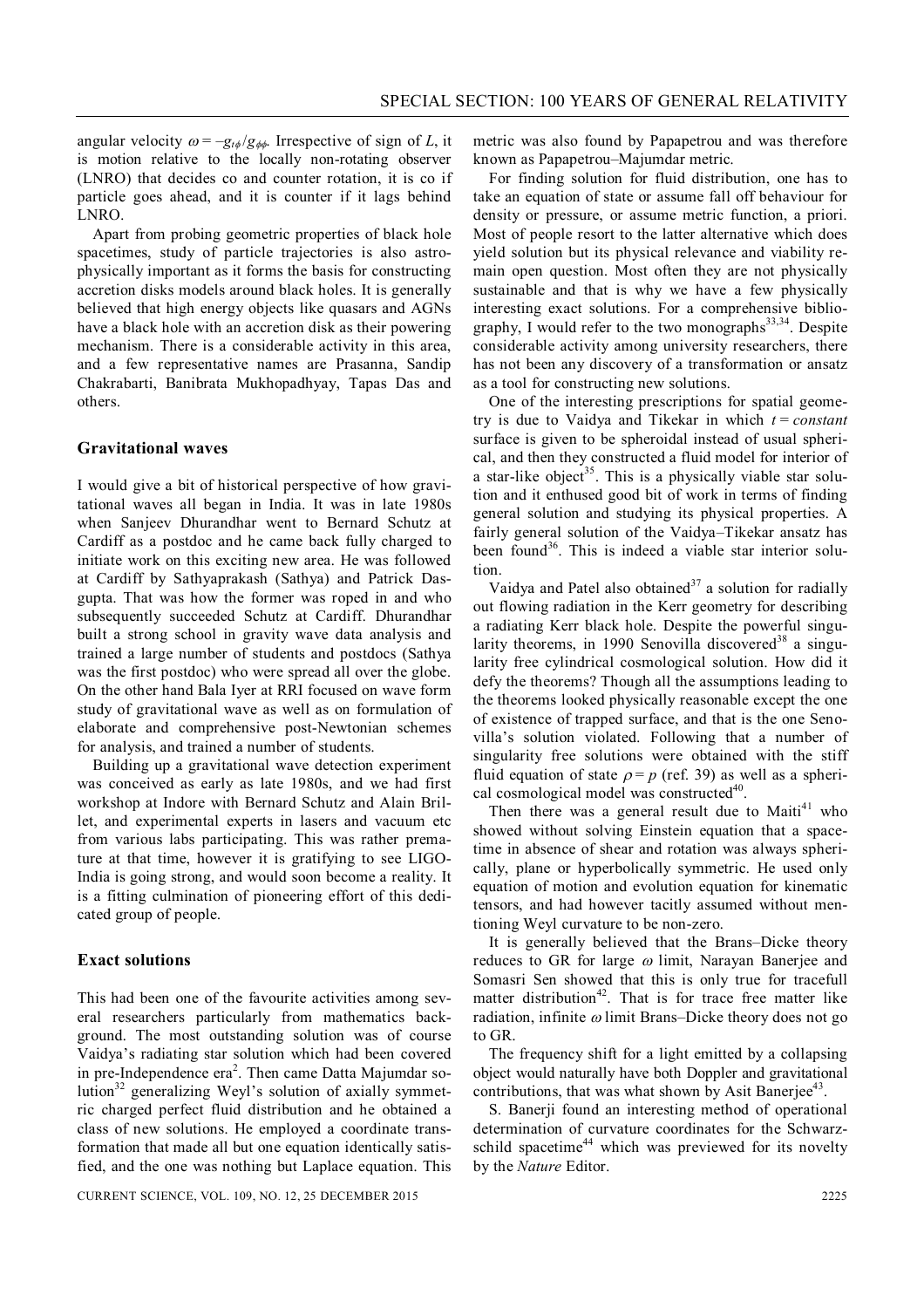angular velocity $\omega = -g_{t\phi}/g_{\phi\phi}$. Irrespective of sign of $L$, it is motion relative to the locally non-rotating observer (LNRO) that decides co and counter rotation, it is co if particle goes ahead, and it is counter if it lags behind LNRO.

Apart from probing geometric properties of black hole spacetimes, study of particle trajectories is also astrophysically important as it forms the basis for constructing accretion disks models around black holes. It is generally believed that high energy objects like quasars and AGNs have a black hole with an accretion disk as their powering mechanism. There is a considerable activity in this area, and a few representative names are Prasanna, Sandip Chakrabarti, Banibrata Mukhopadhyay, Tapas Das and others.

## Gravitational waves

I would give a bit of historical perspective of how gravitational waves all began in India. It was in late 1980s when Sanjeev Dhurandhar went to Bernard Schutz at Cardiff as a postdoc and he came back fully charged to initiate work on this exciting new area. He was followed at Cardiff by Sathyaprakash (Sathya) and Patrick Dasgupta. That was how the former was roped in and who subsequently succeeded Schutz at Cardiff. Dhurandhar built a strong school in gravity wave data analysis and trained a large number of students and postdocs (Sathya was the first postdoc) who were spread all over the globe. On the other hand Bala Iyer at RRI focused on wave form study of gravitational wave as well as on formulation of elaborate and comprehensive post-Newtonian schemes for analysis, and trained a number of students.

Building up a gravitational wave detection experiment was conceived as early as late 1980s, and we had first workshop at Indore with Bernard Schutz and Alain Brillet, and experimental experts in lasers and vacuum etc from various labs participating. This was rather premature at that time, however it is gratifying to see LIGO-India is going strong, and would soon become a reality. It is a fitting culmination of pioneering effort of this dedicated group of people.

## Exact solutions

This had been one of the favourite activities among several researchers particularly from mathematics background. The most outstanding solution was of course Vaidya's radiating star solution which had been covered in pre-Independence era[2]. Then came Datta Majumdar solution[32] generalizing Weyl's solution of axially symmetric charged perfect fluid distribution and he obtained a class of new solutions. He employed a coordinate transformation that made all but one equation identically satisfied, and the one was nothing but Laplace equation. This metric was also found by Papapetrou and was therefore known as Papapetrou–Majumdar metric.

For finding solution for fluid distribution, one has to take an equation of state or assume fall off behaviour for density or pressure, or assume metric function, a priori. Most of people resort to the latter alternative which does yield solution but its physical relevance and viability remain open question. Most often they are not physically sustainable and that is why we have a few physically interesting exact solutions. For a comprehensive bibliography, I would refer to the two monographs[33,34]. Despite considerable activity among university researchers, there has not been any discovery of a transformation or ansatz as a tool for constructing new solutions.

One of the interesting prescriptions for spatial geometry is due to Vaidya and Tikekar in which $t = constant$ surface is given to be spheroidal instead of usual spherical, and then they constructed a fluid model for interior of a star-like object[35]. This is a physically viable star solution and it enthused good bit of work in terms of finding general solution and studying its physical properties. A fairly general solution of the Vaidya–Tikekar ansatz has been found[36]. This is indeed a viable star interior solution.

Vaidya and Patel also obtained[37] a solution for radially out flowing radiation in the Kerr geometry for describing a radiating Kerr black hole. Despite the powerful singularity theorems, in 1990 Senovilla discovered[38] a singularity free cylindrical cosmological solution. How did it defy the theorems? Though all the assumptions leading to the theorems looked physically reasonable except the one of existence of trapped surface, and that is the one Senovilla's solution violated. Following that a number of singularity free solutions were obtained with the stiff fluid equation of state $\rho = p$ (ref. 39) as well as a spherical cosmological model was constructed[40].

Then there was a general result due to Maiti[41] who showed without solving Einstein equation that a spacetime in absence of shear and rotation was always spherically, plane or hyperbolically symmetric. He used only equation of motion and evolution equation for kinematic tensors, and had however tacitly assumed without mentioning Weyl curvature to be non-zero.

It is generally believed that the Brans–Dicke theory reduces to GR for large $\omega$ limit, Narayan Banerjee and Somasri Sen showed that this is only true for tracefull matter distribution[42]. That is for trace free matter like radiation, infinite $\omega$ limit Brans–Dicke theory does not go to GR.

The frequency shift for a light emitted by a collapsing object would naturally have both Doppler and gravitational contributions, that was what shown by Asit Banerjee[43].

S. Banerji found an interesting method of operational determination of curvature coordinates for the Schwarzschild spacetime[44] which was previewed for its novelty by the *Nature* Editor.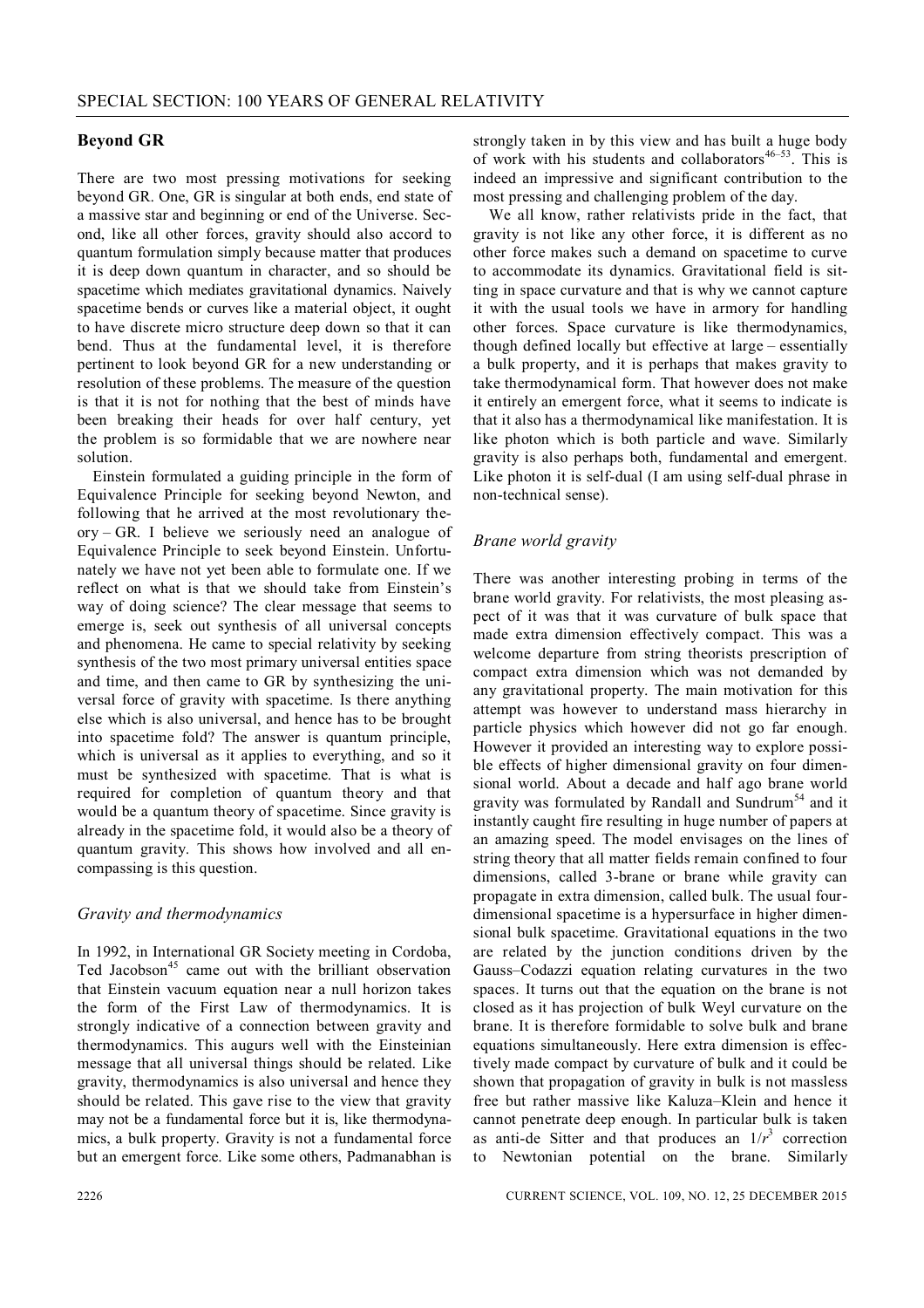## Beyond GR

There are two most pressing motivations for seeking beyond GR. One, GR is singular at both ends, end state of a massive star and beginning or end of the Universe. Second, like all other forces, gravity should also accord to quantum formulation simply because matter that produces it is deep down quantum in character, and so should be spacetime which mediates gravitational dynamics. Naively spacetime bends or curves like a material object, it ought to have discrete micro structure deep down so that it can bend. Thus at the fundamental level, it is therefore pertinent to look beyond GR for a new understanding or resolution of these problems. The measure of the question is that it is not for nothing that the best of minds have been breaking their heads for over half century, yet the problem is so formidable that we are nowhere near solution.

Einstein formulated a guiding principle in the form of Equivalence Principle for seeking beyond Newton, and following that he arrived at the most revolutionary theory – GR. I believe we seriously need an analogue of Equivalence Principle to seek beyond Einstein. Unfortunately we have not yet been able to formulate one. If we reflect on what is that we should take from Einstein's way of doing science? The clear message that seems to emerge is, seek out synthesis of all universal concepts and phenomena. He came to special relativity by seeking synthesis of the two most primary universal entities space and time, and then came to GR by synthesizing the universal force of gravity with spacetime. Is there anything else which is also universal, and hence has to be brought into spacetime fold? The answer is quantum principle, which is universal as it applies to everything, and so it must be synthesized with spacetime. That is what is required for completion of quantum theory and that would be a quantum theory of spacetime. Since gravity is already in the spacetime fold, it would also be a theory of quantum gravity. This shows how involved and all encompassing is this question.

### *Gravity and thermodynamics*

In 1992, in International GR Society meeting in Cordoba, Ted Jacobson[45] came out with the brilliant observation that Einstein vacuum equation near a null horizon takes the form of the First Law of thermodynamics. It is strongly indicative of a connection between gravity and thermodynamics. This augurs well with the Einsteinian message that all universal things should be related. Like gravity, thermodynamics is also universal and hence they should be related. This gave rise to the view that gravity may not be a fundamental force but it is, like thermodynamics, a bulk property. Gravity is not a fundamental force but an emergent force. Like some others, Padmanabhan is strongly taken in by this view and has built a huge body of work with his students and collaborators[46–53]. This is indeed an impressive and significant contribution to the most pressing and challenging problem of the day.

We all know, rather relativists pride in the fact, that gravity is not like any other force, it is different as no other force makes such a demand on spacetime to curve to accommodate its dynamics. Gravitational field is sitting in space curvature and that is why we cannot capture it with the usual tools we have in armory for handling other forces. Space curvature is like thermodynamics, though defined locally but effective at large – essentially a bulk property, and it is perhaps that makes gravity to take thermodynamical form. That however does not make it entirely an emergent force, what it seems to indicate is that it also has a thermodynamical like manifestation. It is like photon which is both particle and wave. Similarly gravity is also perhaps both, fundamental and emergent. Like photon it is self-dual (I am using self-dual phrase in non-technical sense).

### *Brane world gravity*

There was another interesting probing in terms of the brane world gravity. For relativists, the most pleasing aspect of it was that it was curvature of bulk space that made extra dimension effectively compact. This was a welcome departure from string theorists prescription of compact extra dimension which was not demanded by any gravitational property. The main motivation for this attempt was however to understand mass hierarchy in particle physics which however did not go far enough. However it provided an interesting way to explore possible effects of higher dimensional gravity on four dimensional world. About a decade and half ago brane world gravity was formulated by Randall and Sundrum[54] and it instantly caught fire resulting in huge number of papers at an amazing speed. The model envisages on the lines of string theory that all matter fields remain confined to four dimensions, called 3-brane or brane while gravity can propagate in extra dimension, called bulk. The usual four-dimensional spacetime is a hypersurface in higher dimensional bulk spacetime. Gravitational equations in the two are related by the junction conditions driven by the Gauss–Codazzi equation relating curvatures in the two spaces. It turns out that the equation on the brane is not closed as it has projection of bulk Weyl curvature on the brane. It is therefore formidable to solve bulk and brane equations simultaneously. Here extra dimension is effectively made compact by curvature of bulk and it could be shown that propagation of gravity in bulk is not massless free but rather massive like Kaluza–Klein and hence it cannot penetrate deep enough. In particular bulk is taken as anti-de Sitter and that produces an $1/r^3$ correction to Newtonian potential on the brane. Similarly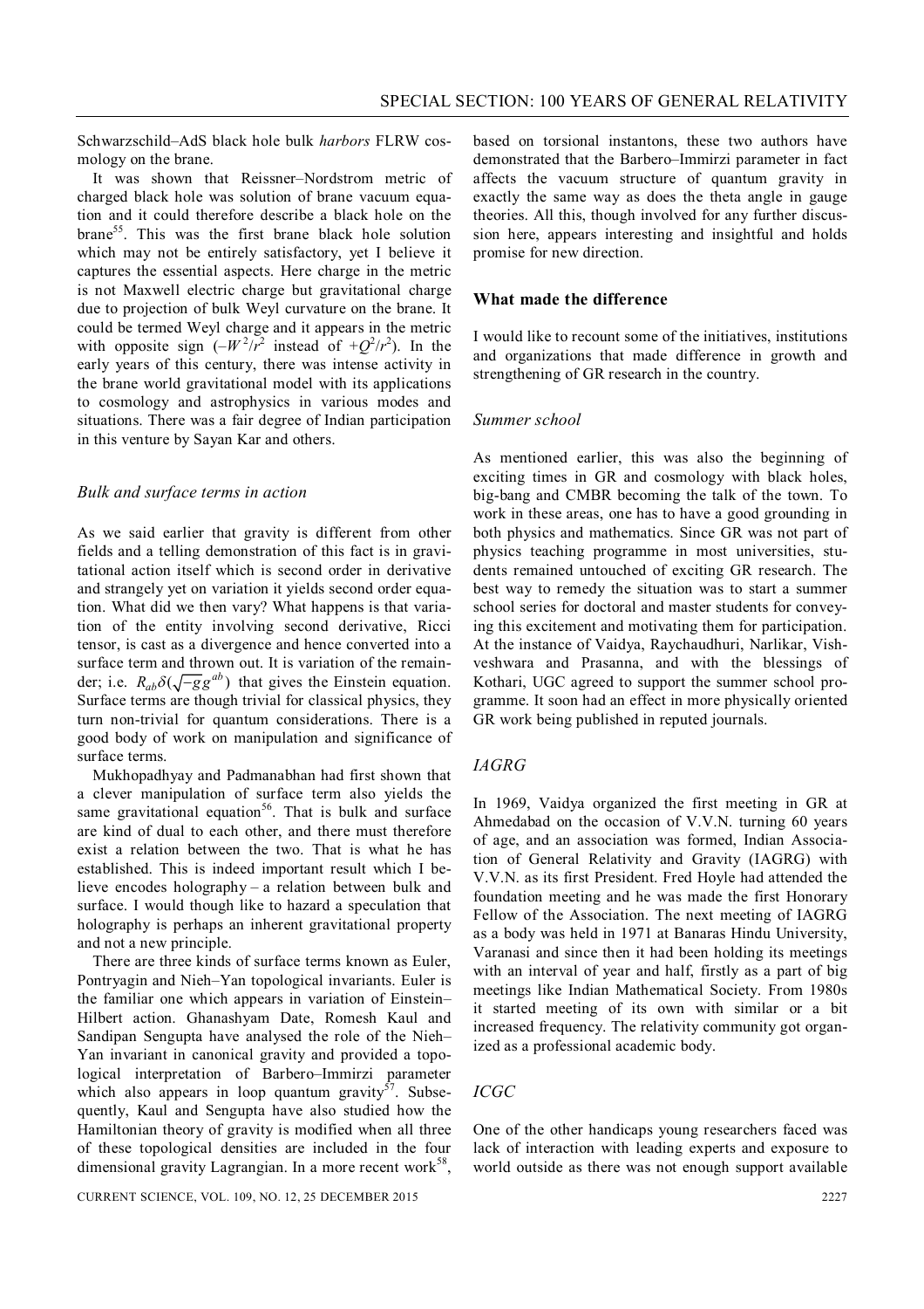Schwarzschild–AdS black hole bulk *harbors* FLRW cosmology on the brane.

It was shown that Reissner–Nordstrom metric of charged black hole was solution of brane vacuum equation and it could therefore describe a black hole on the brane[55]. This was the first brane black hole solution which may not be entirely satisfactory, yet I believe it captures the essential aspects. Here charge in the metric is not Maxwell electric charge but gravitational charge due to projection of bulk Weyl curvature on the brane. It could be termed Weyl charge and it appears in the metric with opposite sign ($-W^2/r^2$ instead of $+Q^2/r^2$). In the early years of this century, there was intense activity in the brane world gravitational model with its applications to cosmology and astrophysics in various modes and situations. There was a fair degree of Indian participation in this venture by Sayan Kar and others.

### *Bulk and surface terms in action*

As we said earlier that gravity is different from other fields and a telling demonstration of this fact is in gravitational action itself which is second order in derivative and strangely yet on variation it yields second order equation. What did we then vary? What happens is that variation of the entity involving second derivative, Ricci tensor, is cast as a divergence and hence converted into a surface term and thrown out. It is variation of the remainder; i.e. $R_{ab}\delta(\sqrt{-g}g^{ab})$ that gives the Einstein equation. Surface terms are though trivial for classical physics, they turn non-trivial for quantum considerations. There is a good body of work on manipulation and significance of surface terms.

Mukhopadhyay and Padmanabhan had first shown that a clever manipulation of surface term also yields the same gravitational equation[56]. That is bulk and surface are kind of dual to each other, and there must therefore exist a relation between the two. That is what he has established. This is indeed important result which I believe encodes holography – a relation between bulk and surface. I would though like to hazard a speculation that holography is perhaps an inherent gravitational property and not a new principle.

There are three kinds of surface terms known as Euler, Pontryagin and Nieh–Yan topological invariants. Euler is the familiar one which appears in variation of Einstein–Hilbert action. Ghanashyam Date, Romesh Kaul and Sandipan Sengupta have analysed the role of the Nieh–Yan invariant in canonical gravity and provided a topological interpretation of Barbero–Immirzi parameter which also appears in loop quantum gravity[57]. Subsequently, Kaul and Sengupta have also studied how the Hamiltonian theory of gravity is modified when all three of these topological densities are included in the four dimensional gravity Lagrangian. In a more recent work[58], based on torsional instantons, these two authors have demonstrated that the Barbero–Immirzi parameter in fact affects the vacuum structure of quantum gravity in exactly the same way as does the theta angle in gauge theories. All this, though involved for any further discussion here, appears interesting and insightful and holds promise for new direction.

## What made the difference

I would like to recount some of the initiatives, institutions and organizations that made difference in growth and strengthening of GR research in the country.

### *Summer school*

As mentioned earlier, this was also the beginning of exciting times in GR and cosmology with black holes, big-bang and CMBR becoming the talk of the town. To work in these areas, one has to have a good grounding in both physics and mathematics. Since GR was not part of physics teaching programme in most universities, students remained untouched of exciting GR research. The best way to remedy the situation was to start a summer school series for doctoral and master students for conveying this excitement and motivating them for participation. At the instance of Vaidya, Raychaudhuri, Narlikar, Vishveshwara and Prasanna, and with the blessings of Kothari, UGC agreed to support the summer school programme. It soon had an effect in more physically oriented GR work being published in reputed journals.

### *IAGRG*

In 1969, Vaidya organized the first meeting in GR at Ahmedabad on the occasion of V.V.N. turning 60 years of age, and an association was formed, Indian Association of General Relativity and Gravity (IAGRG) with V.V.N. as its first President. Fred Hoyle had attended the foundation meeting and he was made the first Honorary Fellow of the Association. The next meeting of IAGRG as a body was held in 1971 at Banaras Hindu University, Varanasi and since then it had been holding its meetings with an interval of year and half, firstly as a part of big meetings like Indian Mathematical Society. From 1980s it started meeting of its own with similar or a bit increased frequency. The relativity community got organized as a professional academic body.

### *ICGC*

One of the other handicaps young researchers faced was lack of interaction with leading experts and exposure to world outside as there was not enough support available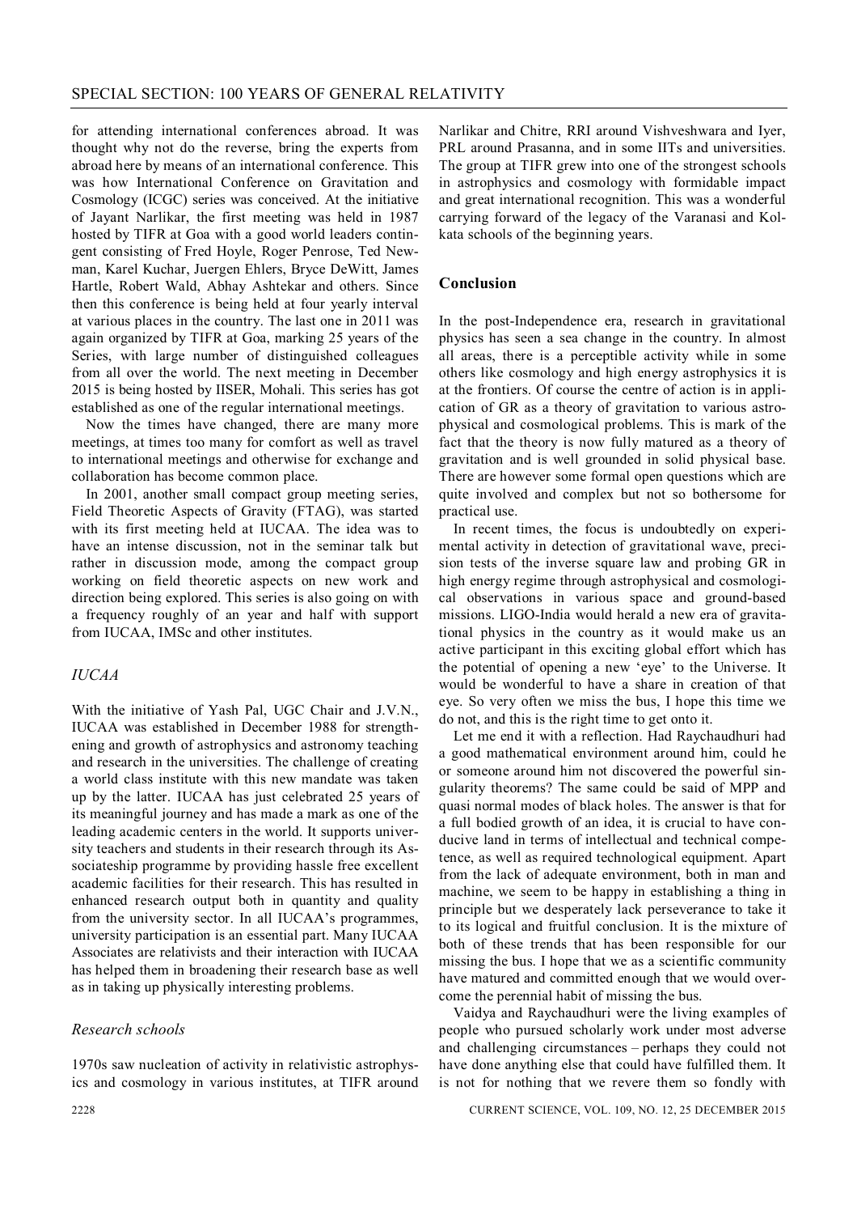for attending international conferences abroad. It was thought why not do the reverse, bring the experts from abroad here by means of an international conference. This was how International Conference on Gravitation and Cosmology (ICGC) series was conceived. At the initiative of Jayant Narlikar, the first meeting was held in 1987 hosted by TIFR at Goa with a good world leaders contingent consisting of Fred Hoyle, Roger Penrose, Ted Newman, Karel Kuchar, Juergen Ehlers, Bryce DeWitt, James Hartle, Robert Wald, Abhay Ashtekar and others. Since then this conference is being held at four yearly interval at various places in the country. The last one in 2011 was again organized by TIFR at Goa, marking 25 years of the Series, with large number of distinguished colleagues from all over the world. The next meeting in December 2015 is being hosted by IISER, Mohali. This series has got established as one of the regular international meetings.

Now the times have changed, there are many more meetings, at times too many for comfort as well as travel to international meetings and otherwise for exchange and collaboration has become common place.

In 2001, another small compact group meeting series, Field Theoretic Aspects of Gravity (FTAG), was started with its first meeting held at IUCAA. The idea was to have an intense discussion, not in the seminar talk but rather in discussion mode, among the compact group working on field theoretic aspects on new work and direction being explored. This series is also going on with a frequency roughly of an year and half with support from IUCAA, IMSc and other institutes.

### *IUCAA*

With the initiative of Yash Pal, UGC Chair and J.V.N., IUCAA was established in December 1988 for strengthening and growth of astrophysics and astronomy teaching and research in the universities. The challenge of creating a world class institute with this new mandate was taken up by the latter. IUCAA has just celebrated 25 years of its meaningful journey and has made a mark as one of the leading academic centers in the world. It supports university teachers and students in their research through its Associateship programme by providing hassle free excellent academic facilities for their research. This has resulted in enhanced research output both in quantity and quality from the university sector. In all IUCAA's programmes, university participation is an essential part. Many IUCAA Associates are relativists and their interaction with IUCAA has helped them in broadening their research base as well as in taking up physically interesting problems.

### *Research schools*

1970s saw nucleation of activity in relativistic astrophysics and cosmology in various institutes, at TIFR around Narlikar and Chitre, RRI around Vishveshwara and Iyer, PRL around Prasanna, and in some IITs and universities. The group at TIFR grew into one of the strongest schools in astrophysics and cosmology with formidable impact and great international recognition. This was a wonderful carrying forward of the legacy of the Varanasi and Kolkata schools of the beginning years.

## Conclusion

In the post-Independence era, research in gravitational physics has seen a sea change in the country. In almost all areas, there is a perceptible activity while in some others like cosmology and high energy astrophysics it is at the frontiers. Of course the centre of action is in application of GR as a theory of gravitation to various astrophysical and cosmological problems. This is mark of the fact that the theory is now fully matured as a theory of gravitation and is well grounded in solid physical base. There are however some formal open questions which are quite involved and complex but not so bothersome for practical use.

In recent times, the focus is undoubtedly on experimental activity in detection of gravitational wave, precision tests of the inverse square law and probing GR in high energy regime through astrophysical and cosmological observations in various space and ground-based missions. LIGO-India would herald a new era of gravitational physics in the country as it would make us an active participant in this exciting global effort which has the potential of opening a new 'eye' to the Universe. It would be wonderful to have a share in creation of that eye. So very often we miss the bus, I hope this time we do not, and this is the right time to get onto it.

Let me end it with a reflection. Had Raychaudhuri had a good mathematical environment around him, could he or someone around him not discovered the powerful singularity theorems? The same could be said of MPP and quasi normal modes of black holes. The answer is that for a full bodied growth of an idea, it is crucial to have conducive land in terms of intellectual and technical competence, as well as required technological equipment. Apart from the lack of adequate environment, both in man and machine, we seem to be happy in establishing a thing in principle but we desperately lack perseverance to take it to its logical and fruitful conclusion. It is the mixture of both of these trends that has been responsible for our missing the bus. I hope that we as a scientific community have matured and committed enough that we would overcome the perennial habit of missing the bus.

Vaidya and Raychaudhuri were the living examples of people who pursued scholarly work under most adverse and challenging circumstances – perhaps they could not have done anything else that could have fulfilled them. It is not for nothing that we revere them so fondly with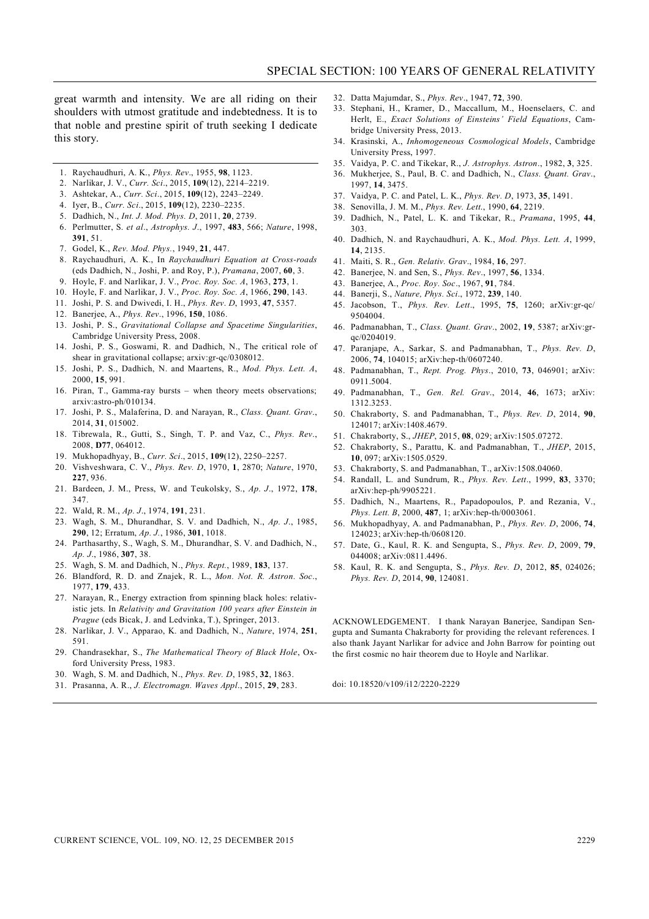great warmth and intensity. We are all riding on their shoulders with utmost gratitude and indebtedness. It is to that noble and prestine spirit of truth seeking I dedicate this story.

1. Raychaudhuri, A. K., *Phys. Rev*., 1955, **98**, 1123.
2. Narlikar, J. V., *Curr. Sci*., 2015, **109**(12), 2214–2219.
3. Ashtekar, A., *Curr. Sci*., 2015, **109**(12), 2243–2249.
4. Iyer, B., *Curr. Sci*., 2015, **109**(12), 2230–2235.
5. Dadhich, N., *Int. J. Mod. Phys. D*, 2011, **20**, 2739.
6. Perlmutter, S. *et al*., *Astrophys. J*., 1997, **483**, 566; *Nature*, 1998, **391**, 51.
7. Godel, K., *Rev. Mod. Phys*., 1949, **21**, 447.
8. Raychaudhuri, A. K., In *Raychaudhuri Equation at Cross-roads* (eds Dadhich, N., Joshi, P. and Roy, P.), *Pramana*, 2007, **60**, 3.
9. Hoyle, F. and Narlikar, J. V., *Proc. Roy. Soc. A*, 1963, **273**, 1.
10. Hoyle, F. and Narlikar, J. V., *Proc. Roy. Soc. A*, 1966, **290**, 143.
11. Joshi, P. S. and Dwivedi, I. H., *Phys. Rev. D*, 1993, **47**, 5357.
12. Banerjee, A., *Phys. Rev*., 1996, **150**, 1086.
13. Joshi, P. S., *Gravitational Collapse and Spacetime Singularities*, Cambridge University Press, 2008.
14. Joshi, P. S., Goswami, R. and Dadhich, N., The critical role of shear in gravitational collapse; arxiv:gr-qc/0308012.
15. Joshi, P. S., Dadhich, N. and Maartens, R., *Mod. Phys. Lett. A*, 2000, **15**, 991.
16. Piran, T., Gamma-ray bursts – when theory meets observations; arxiv:astro-ph/010134.
17. Joshi, P. S., Malaferina, D. and Narayan, R., *Class. Quant. Grav*., 2014, **31**, 015002.
18. Tibrewala, R., Gutti, S., Singh, T. P. and Vaz, C., *Phys. Rev*., 2008, **D77**, 064012.
19. Mukhopadhyay, B., *Curr. Sci*., 2015, **109**(12), 2250–2257.
20. Vishveshwara, C. V., *Phys. Rev. D*, 1970, **1**, 2870; *Nature*, 1970, **227**, 936.
21. Bardeen, J. M., Press, W. and Teukolsky, S., *Ap. J*., 1972, **178**, 347.
22. Wald, R. M., *Ap. J*., 1974, **191**, 231.
23. Wagh, S. M., Dhurandhar, S. V. and Dadhich, N., *Ap. J*., 1985, **290**, 12; Erratum, *Ap. J.*, 1986, **301**, 1018.
24. Parthasarthy, S., Wagh, S. M., Dhurandhar, S. V. and Dadhich, N., *Ap. J*., 1986, **307**, 38.
25. Wagh, S. M. and Dadhich, N., *Phys. Rept.*, 1989, **183**, 137.
26. Blandford, R. D. and Znajek, R. L., *Mon. Not. R. Astron. Soc*., 1977, **179**, 433.
27. Narayan, R., Energy extraction from spinning black holes: relativistic jets. In *Relativity and Gravitation 100 years after Einstein in Prague* (eds Bicak, J. and Ledvinka, T.), Springer, 2013.
28. Narlikar, J. V., Apparao, K. and Dadhich, N., *Nature*, 1974, **251**, 591.
29. Chandrasekhar, S., *The Mathematical Theory of Black Hole*, Oxford University Press, 1983.
30. Wagh, S. M. and Dadhich, N., *Phys. Rev. D*, 1985, **32**, 1863.
31. Prasanna, A. R., *J. Electromagn. Waves Appl*., 2015, **29**, 283.
32. Datta Majumdar, S., *Phys. Rev*., 1947, **72**, 390.
33. Stephani, H., Kramer, D., Maccallum, M., Hoenselaers, C. and Herlt, E., *Exact Solutions of Einsteins' Field Equations*, Cambridge University Press, 2013.
34. Krasinski, A., *Inhomogeneous Cosmological Models*, Cambridge University Press, 1997.
35. Vaidya, P. C. and Tikekar, R., *J. Astrophys. Astron*., 1982, **3**, 325.
36. Mukherjee, S., Paul, B. C. and Dadhich, N., *Class. Quant. Grav*., 1997, **14**, 3475.
37. Vaidya, P. C. and Patel, L. K., *Phys. Rev. D*, 1973, **35**, 1491.
38. Senovilla, J. M. M., *Phys. Rev. Lett*., 1990, **64**, 2219.
39. Dadhich, N., Patel, L. K. and Tikekar, R., *Pramana*, 1995, **44**, 303.
40. Dadhich, N. and Raychaudhuri, A. K., *Mod. Phys. Lett. A*, 1999, **14**, 2135.
41. Maiti, S. R., *Gen. Relativ. Grav*., 1984, **16**, 297.
42. Banerjee, N. and Sen, S., *Phys. Rev*., 1997, **56**, 1334.
43. Banerjee, A., *Proc. Roy. Soc*., 1967, **91**, 784.
44. Banerji, S., *Nature, Phys. Sci*., 1972, **239**, 140.
45. Jacobson, T., *Phys. Rev. Lett*., 1995, **75**, 1260; arXiv:gr-qc/9504004.
46. Padmanabhan, T., *Class. Quant. Grav*., 2002, **19**, 5387; arXiv:gr-qc/0204019.
47. Paranjape, A., Sarkar, S. and Padmanabhan, T., *Phys. Rev. D*, 2006, **74**, 104015; arXiv:hep-th/0607240.
48. Padmanabhan, T., *Rept. Prog. Phys*., 2010, **73**, 046901; arXiv:0911.5004.
49. Padmanabhan, T., *Gen. Rel. Grav*., 2014, **46**, 1673; arXiv:1312.3253.
50. Chakraborty, S. and Padmanabhan, T., *Phys. Rev. D*, 2014, **90**, 124017; arXiv:1408.4679.
51. Chakraborty, S., *JHEP*, 2015, **08**, 029; arXiv:1505.07272.
52. Chakraborty, S., Parattu, K. and Padmanabhan, T., *JHEP*, 2015, **10**, 097; arXiv:1505.0529.
53. Chakraborty, S. and Padmanabhan, T., arXiv:1508.04060.
54. Randall, L. and Sundrum, R., *Phys. Rev. Lett*., 1999, **83**, 3370; arXiv:hep-ph/9905221.
55. Dadhich, N., Maartens, R., Papadopoulos, P. and Rezania, V., *Phys. Lett. B*, 2000, **487**, 1; arXiv:hep-th/0003061.
56. Mukhopadhyay, A. and Padmanabhan, P., *Phys. Rev. D*, 2006, **74**, 124023; arXiv:hep-th/0608120.
57. Date, G., Kaul, R. K. and Sengupta, S., *Phys. Rev. D*, 2009, **79**, 044008; arXiv:0811.4496.
58. Kaul, R. K. and Sengupta, S., *Phys. Rev. D*, 2012, **85**, 024026; *Phys. Rev. D*, 2014, **90**, 124081.

ACKNOWLEDGEMENT. I thank Narayan Banerjee, Sandipan Sengupta and Sumanta Chakraborty for providing the relevant references. I also thank Jayant Narlikar for advice and John Barrow for pointing out the first cosmic no hair theorem due to Hoyle and Narlikar.

doi: 10.18520/v109/i12/2220-2229